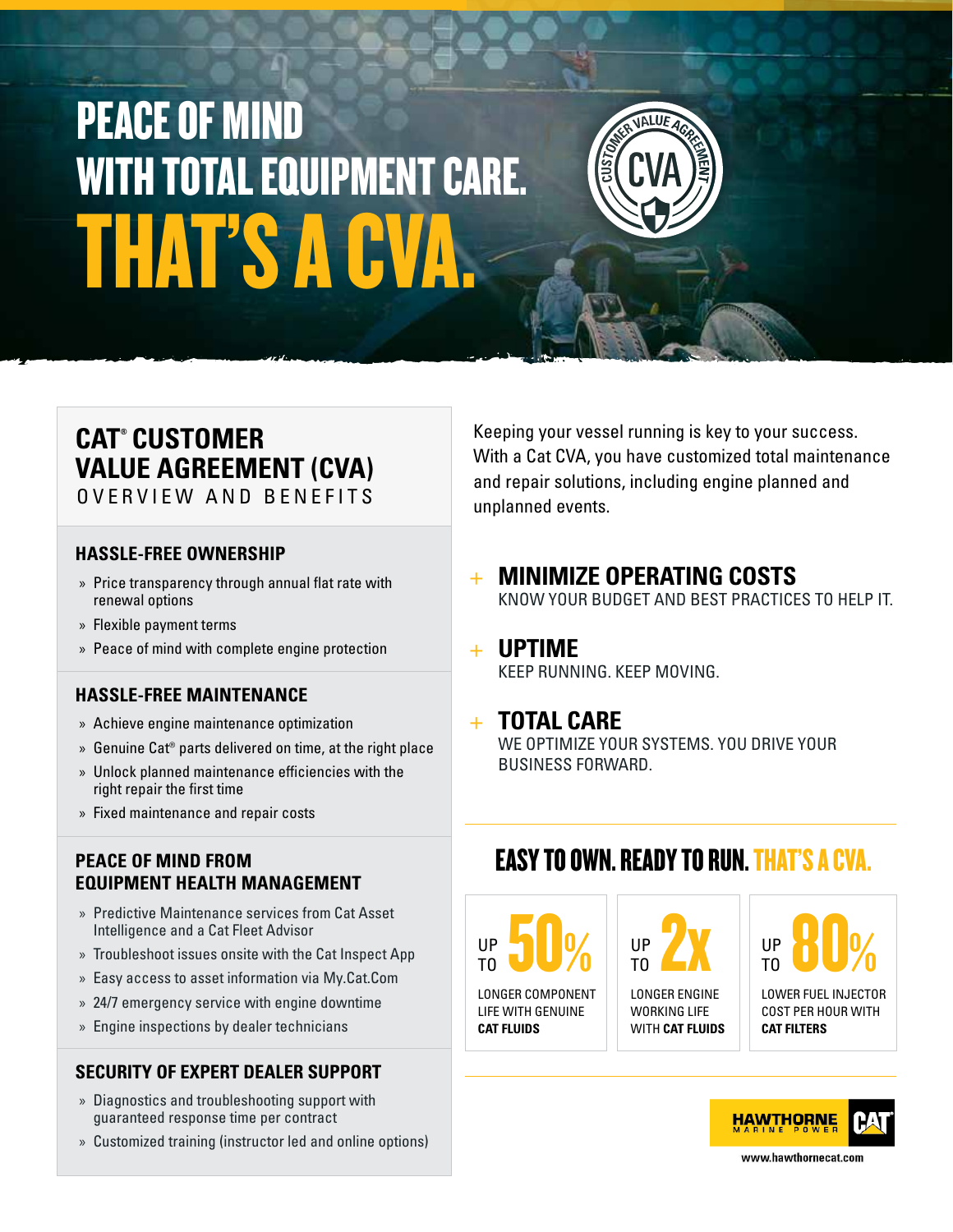# PEACE OF MIND WITH TOTAL EQUIPMENT CARE. THAT'S A CVA.

CUSTOMER VALUE AGREEMENT

CVA

## CAT® CUSTOMER VALUE AGREEMENT (CVA)

OVERVIEW AND BENEFITS

### HASSLE-FREE OWNERSHIP

- Price transparency through annual flat rate with renewal options
- Flexible payment terms
- Peace of mind with complete engine protection

### HASSLE-FREE MAINTENANCE

- Achieve engine maintenance optimization
- Genuine Cat® parts delivered on time, at the right place
- Unlock planned maintenance efficiencies with the right repair the first time
- Fixed maintenance and repair costs

### PEACE OF MIND FROM EQUIPMENT HEALTH MANAGEMENT

- Predictive Maintenance services from Cat Asset Intelligence and a Cat Fleet Advisor
- Troubleshoot issues onsite with the Cat Inspect App
- Easy access to asset information via My.Cat.Com
- 24/7 emergency service with engine downtime
- Engine inspections by dealer technicians

### SECURITY OF EXPERT DEALER SUPPORT

- Diagnostics and troubleshooting support with guaranteed response time per contract
- Customized training (instructor led and online options)

Keeping your vessel running is key to your success. With a Cat CVA, you have customized total maintenance and repair solutions, including engine planned and unplanned events.

### + MINIMIZE OPERATING COSTS

KNOW YOUR BUDGET AND BEST PRACTICES TO HELP IT.

### + UPTIME

KEEP RUNNING. KEEP MOVING.

### + TOTAL CARE

WE OPTIMIZE YOUR SYSTEMS. YOU DRIVE YOUR BUSINESS FORWARD.

## EASY TO OWN. READY TO RUN. THAT'S A CVA.

| UP TO 50% | UP TO 2x | UP TO 80% |
|---|---|---|
| LONGER COMPONENT LIFE WITH GENUINE **CAT FLUIDS** | LONGER ENGINE WORKING LIFE WITH **CAT FLUIDS** | LOWER FUEL INJECTOR COST PER HOUR WITH **CAT FILTERS** |

HAWTHORNE MARINE POWER | CAT

www.hawthornecat.com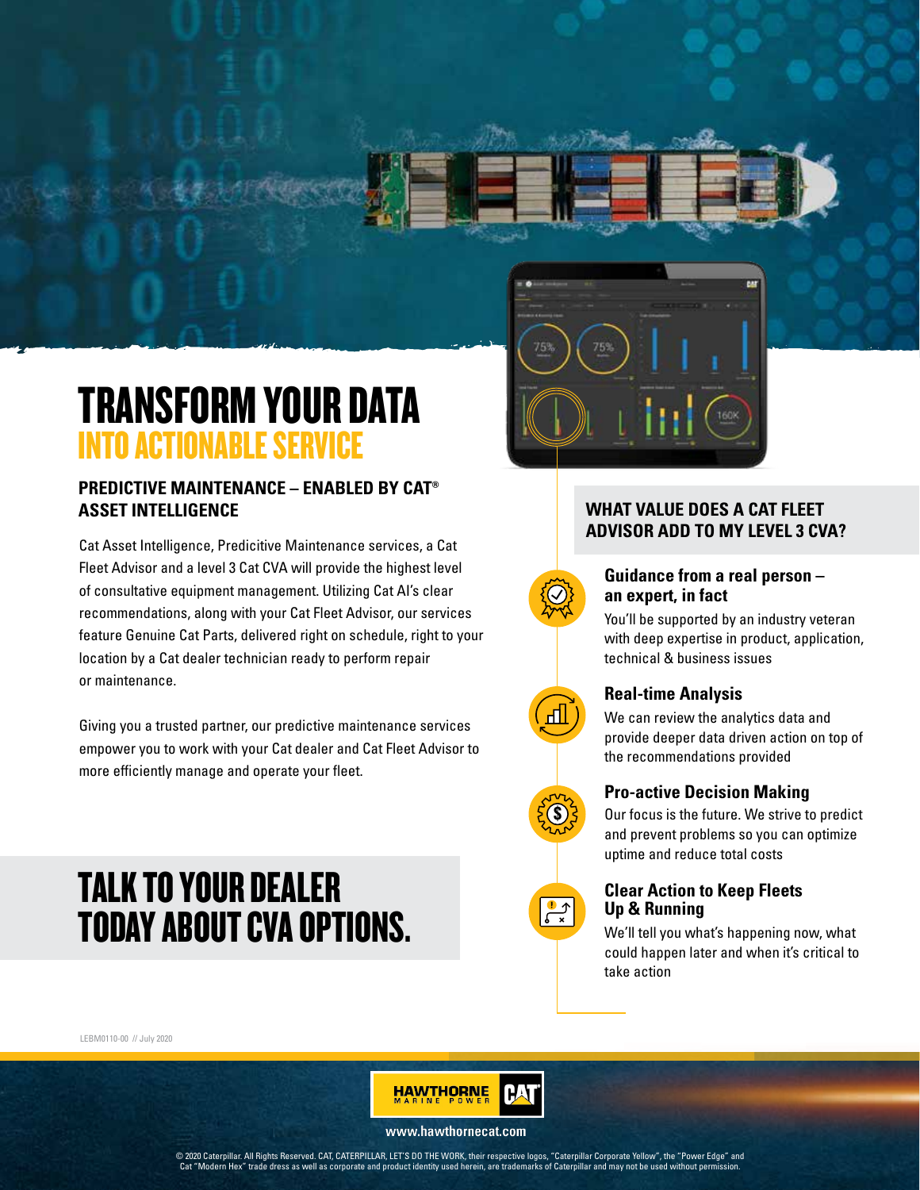# TRANSFORM YOUR DATA INTO ACTIONABLE SERVICE

## PREDICTIVE MAINTENANCE – ENABLED BY CAT® ASSET INTELLIGENCE

Cat Asset Intelligence, Predicitive Maintenance services, a Cat Fleet Advisor and a level 3 Cat CVA will provide the highest level of consultative equipment management. Utilizing Cat AI's clear recommendations, along with your Cat Fleet Advisor, our services feature Genuine Cat Parts, delivered right on schedule, right to your location by a Cat dealer technician ready to perform repair or maintenance.

Giving you a trusted partner, our predictive maintenance services empower you to work with your Cat dealer and Cat Fleet Advisor to more efficiently manage and operate your fleet.

## TALK TO YOUR DEALER TODAY ABOUT CVA OPTIONS.

## WHAT VALUE DOES A CAT FLEET ADVISOR ADD TO MY LEVEL 3 CVA?

### Guidance from a real person – an expert, in fact

You'll be supported by an industry veteran with deep expertise in product, application, technical & business issues

### Real-time Analysis

We can review the analytics data and provide deeper data driven action on top of the recommendations provided

### Pro-active Decision Making

Our focus is the future. We strive to predict and prevent problems so you can optimize uptime and reduce total costs

### Clear Action to Keep Fleets Up & Running

We'll tell you what's happening now, what could happen later and when it's critical to take action

LEBM0110-00 // July 2020

HAWTHORNE MARINE POWER | CAT

www.hawthornecat.com

© 2020 Caterpillar. All Rights Reserved. CAT, CATERPILLAR, LET'S DO THE WORK, their respective logos, "Caterpillar Corporate Yellow", the "Power Edge" and Cat "Modern Hex" trade dress as well as corporate and product identity used herein, are trademarks of Caterpillar and may not be used without permission.